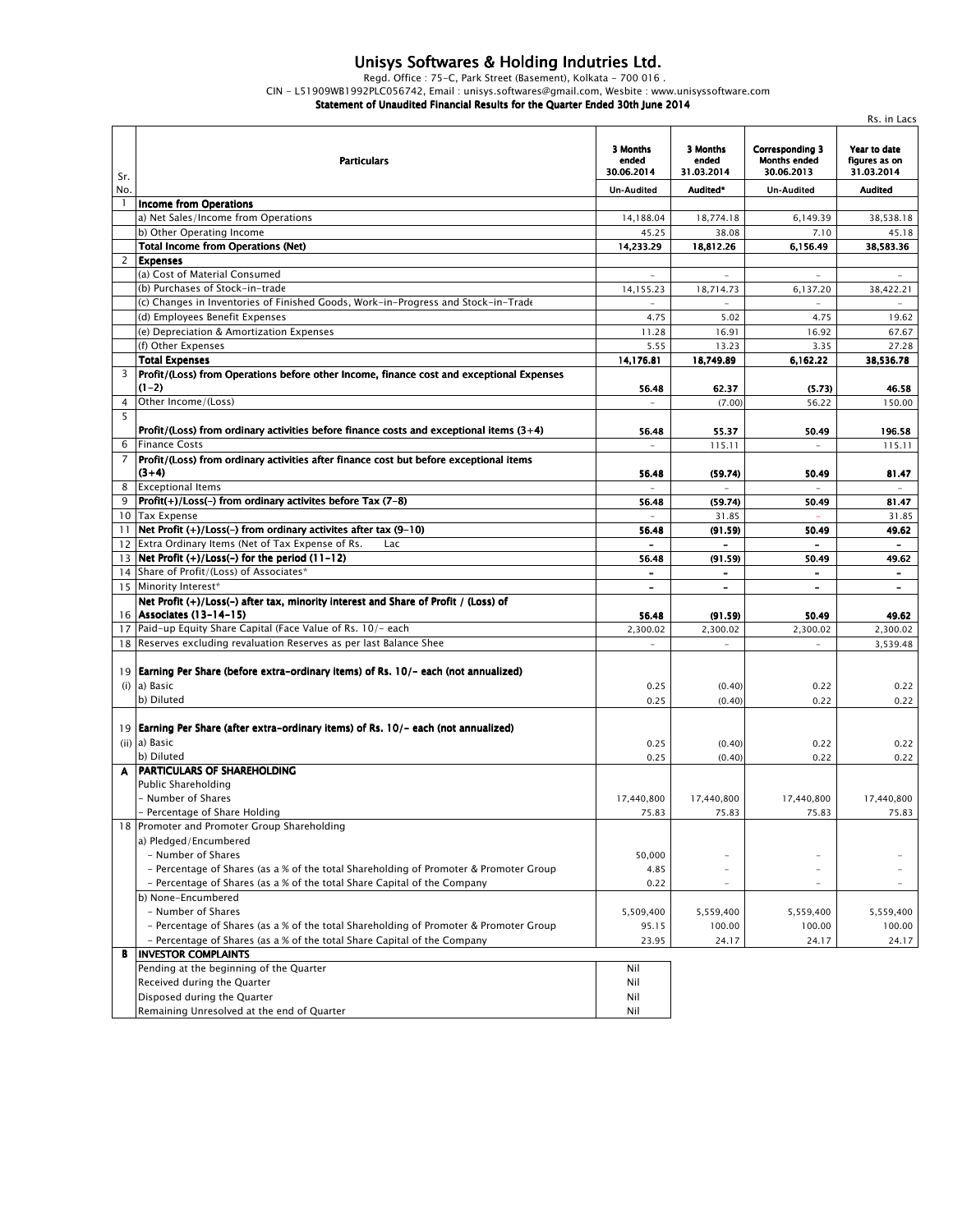# Unisys Softwares & Holding Indutries Ltd.

Regd. Office : 75-C, Park Street (Basement), Kolkata - 700 016 .

CIN - L51909WB1992PLC056742, Email : unisys.softwares@gmail.com, Wesbite : www.unisyssoftware.com

**Statement of Unaudited Financial Results for the Quarter Ended 30th June 2014**

Rs. in Lacs

| Sr. No. | Particulars | 3 Months ended 30.06.2014 | 3 Months ended 31.03.2014 | Corresponding 3 Months ended 30.06.2013 | Year to date figures as on 31.03.2014 |
|---|---|---|---|---|---|
| | | Un-Audited | Audited* | Un-Audited | Audited |
| 1 | **Income from Operations** | | | | |
| | a) Net Sales/Income from Operations | 14,188.04 | 18,774.18 | 6,149.39 | 38,538.18 |
| | b) Other Operating Income | 45.25 | 38.08 | 7.10 | 45.18 |
| | **Total Income from Operations (Net)** | **14,233.29** | **18,812.26** | **6,156.49** | **38,583.36** |
| 2 | **Expenses** | | | | |
| | (a) Cost of Material Consumed | - | - | - | - |
| | (b) Purchases of Stock-in-trade | 14,155.23 | 18,714.73 | 6,137.20 | 38,422.21 |
| | (c) Changes in Inventories of Finished Goods, Work-in-Progress and Stock-in-Trade | - | - | - | - |
| | (d) Employees Benefit Expenses | 4.75 | 5.02 | 4.75 | 19.62 |
| | (e) Depreciation & Amortization Expenses | 11.28 | 16.91 | 16.92 | 67.67 |
| | (f) Other Expenses | 5.55 | 13.23 | 3.35 | 27.28 |
| | **Total Expenses** | **14,176.81** | **18,749.89** | **6,162.22** | **38,536.78** |
| 3 | **Profit/(Loss) from Operations before other Income, finance cost and exceptional Expenses (1-2)** | **56.48** | **62.37** | **(5.73)** | **46.58** |
| 4 | Other Income/(Loss) | - | (7.00) | 56.22 | 150.00 |
| 5 | **Profit/(Loss) from ordinary activities before finance costs and exceptional items (3+4)** | **56.48** | **55.37** | **50.49** | **196.58** |
| 6 | Finance Costs | - | 115.11 | - | 115.11 |
| 7 | **Profit/(Loss) from ordinary activities after finance cost but before exceptional items (3+4)** | **56.48** | **(59.74)** | **50.49** | **81.47** |
| 8 | Exceptional Items | - | - | - | - |
| 9 | **Profit(+)/Loss(-) from ordinary activites before Tax (7-8)** | **56.48** | **(59.74)** | **50.49** | **81.47** |
| 10 | Tax Expense | - | 31.85 | - | 31.85 |
| 11 | **Net Profit (+)/Loss(-) from ordinary activites after tax (9-10)** | **56.48** | **(91.59)** | **50.49** | **49.62** |
| 12 | Extra Ordinary Items (Net of Tax Expense of Rs. Lac | - | - | - | - |
| 13 | **Net Profit (+)/Loss(-) for the period (11-12)** | **56.48** | **(91.59)** | **50.49** | **49.62** |
| 14 | Share of Profit/(Loss) of Associates* | - | - | - | - |
| 15 | Minority Interest* | - | - | - | - |
| 16 | **Net Profit (+)/Loss(-) after tax, minority interest and Share of Profit / (Loss) of Associates (13-14-15)** | **56.48** | **(91.59)** | **50.49** | **49.62** |
| 17 | Paid-up Equity Share Capital (Face Value of Rs. 10/- each | 2,300.02 | 2,300.02 | 2,300.02 | 2,300.02 |
| 18 | Reserves excluding revaluation Reserves as per last Balance Shee | - | - | - | 3,539.48 |
| 19 (i) | **Earning Per Share (before extra-ordinary items) of Rs. 10/- each (not annualized)** | | | | |
| | a) Basic | 0.25 | (0.40) | 0.22 | 0.22 |
| | b) Diluted | 0.25 | (0.40) | 0.22 | 0.22 |
| 19 (ii) | **Earning Per Share (after extra-ordinary items) of Rs. 10/- each (not annualized)** | | | | |
| | a) Basic | 0.25 | (0.40) | 0.22 | 0.22 |
| | b) Diluted | 0.25 | (0.40) | 0.22 | 0.22 |
| **A** | **PARTICULARS OF SHAREHOLDING** | | | | |
| | Public Shareholding | | | | |
| | - Number of Shares | 17,440,800 | 17,440,800 | 17,440,800 | 17,440,800 |
| | - Percentage of Share Holding | 75.83 | 75.83 | 75.83 | 75.83 |
| 18 | Promoter and Promoter Group Shareholding | | | | |
| | a) Pledged/Encumbered | | | | |
| | - Number of Shares | 50,000 | - | - | - |
| | - Percentage of Shares (as a % of the total Shareholding of Promoter & Promoter Group | 4.85 | - | - | - |
| | - Percentage of Shares (as a % of the total Share Capital of the Company | 0.22 | - | - | - |
| | b) None-Encumbered | | | | |
| | - Number of Shares | 5,509,400 | 5,559,400 | 5,559,400 | 5,559,400 |
| | - Percentage of Shares (as a % of the total Shareholding of Promoter & Promoter Group | 95.15 | 100.00 | 100.00 | 100.00 |
| | - Percentage of Shares (as a % of the total Share Capital of the Company | 23.95 | 24.17 | 24.17 | 24.17 |

| **B** | **INVESTOR COMPLAINTS** | |
|---|---|---|
| | Pending at the beginning of the Quarter | Nil |
| | Received during the Quarter | Nil |
| | Disposed during the Quarter | Nil |
| | Remaining Unresolved at the end of Quarter | Nil |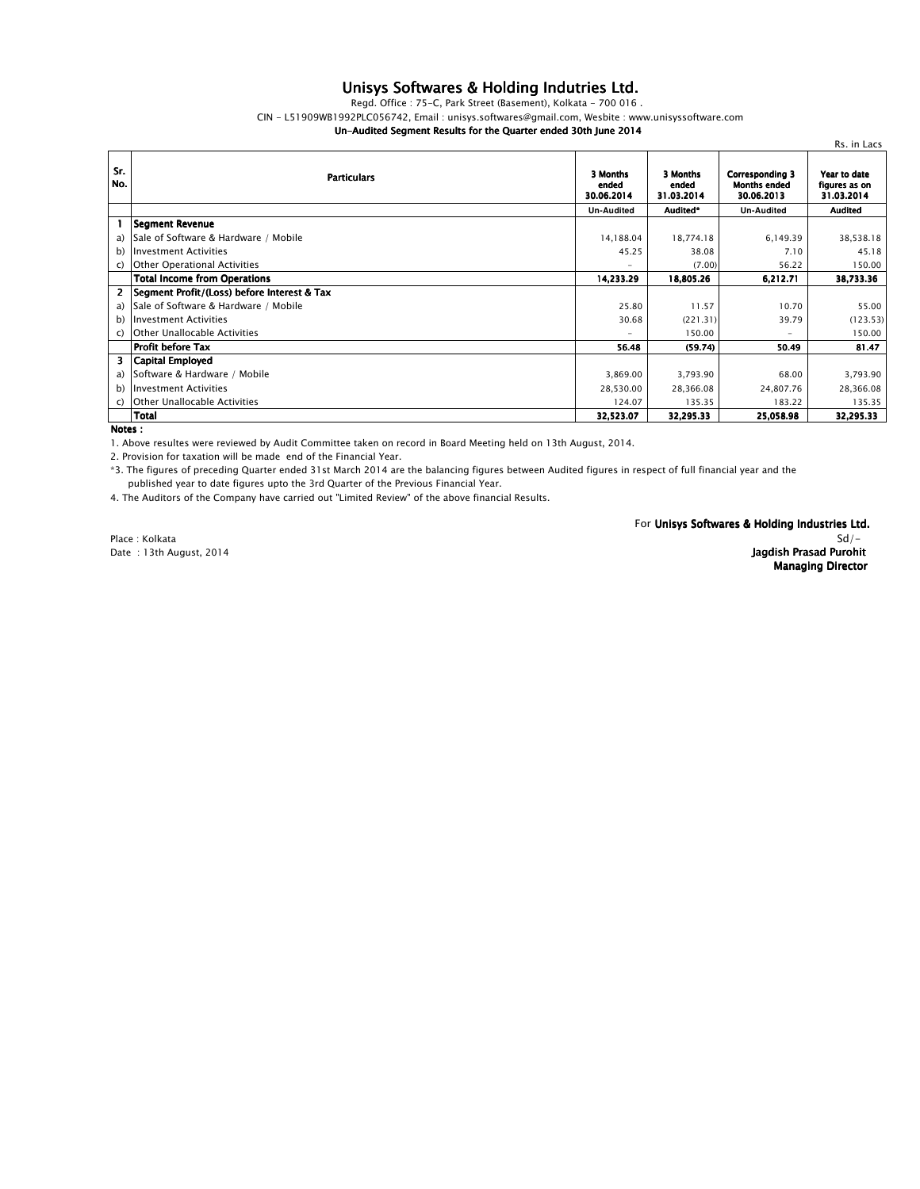# Unisys Softwares & Holding Indutries Ltd.

Regd. Office : 75-C, Park Street (Basement), Kolkata - 700 016 .

CIN - L51909WB1992PLC056742, Email : unisys.softwares@gmail.com, Wesbite : www.unisyssoftware.com

**Un-Audited Segment Results for the Quarter ended 30th June 2014**

Rs. in Lacs

| Sr. No. | Particulars | 3 Months ended 30.06.2014 | 3 Months ended 31.03.2014 | Corresponding 3 Months ended 30.06.2013 | Year to date figures as on 31.03.2014 |
|---|---|---|---|---|---|
| | | Un-Audited | Audited* | Un-Audited | Audited |
| 1 | **Segment Revenue** | | | | |
| a) | Sale of Software & Hardware / Mobile | 14,188.04 | 18,774.18 | 6,149.39 | 38,538.18 |
| b) | Investment Activities | 45.25 | 38.08 | 7.10 | 45.18 |
| c) | Other Operational Activities | - | (7.00) | 56.22 | 150.00 |
| | **Total Income from Operations** | **14,233.29** | **18,805.26** | **6,212.71** | **38,733.36** |
| 2 | **Segment Profit/(Loss) before Interest & Tax** | | | | |
| a) | Sale of Software & Hardware / Mobile | 25.80 | 11.57 | 10.70 | 55.00 |
| b) | Investment Activities | 30.68 | (221.31) | 39.79 | (123.53) |
| c) | Other Unallocable Activities | - | 150.00 | - | 150.00 |
| | **Profit before Tax** | **56.48** | **(59.74)** | **50.49** | **81.47** |
| 3 | **Capital Employed** | | | | |
| a) | Software & Hardware / Mobile | 3,869.00 | 3,793.90 | 68.00 | 3,793.90 |
| b) | Investment Activities | 28,530.00 | 28,366.08 | 24,807.76 | 28,366.08 |
| c) | Other Unallocable Activities | 124.07 | 135.35 | 183.22 | 135.35 |
| | **Total** | **32,523.07** | **32,295.33** | **25,058.98** | **32,295.33** |

**Notes :**

1. Above resultes were reviewed by Audit Committee taken on record in Board Meeting held on 13th August, 2014.

2. Provision for taxation will be made end of the Financial Year.

*3. The figures of preceding Quarter ended 31st March 2014 are the balancing figures between Audited figures in respect of full financial year and the published year to date figures upto the 3rd Quarter of the Previous Financial Year.

4. The Auditors of the Company have carried out "Limited Review" of the above financial Results.

For **Unisys Softwares & Holding Industries Ltd.**

Sd/-

**Jagdish Prasad Purohit**

**Managing Director**

Place : Kolkata

Date : 13th August, 2014